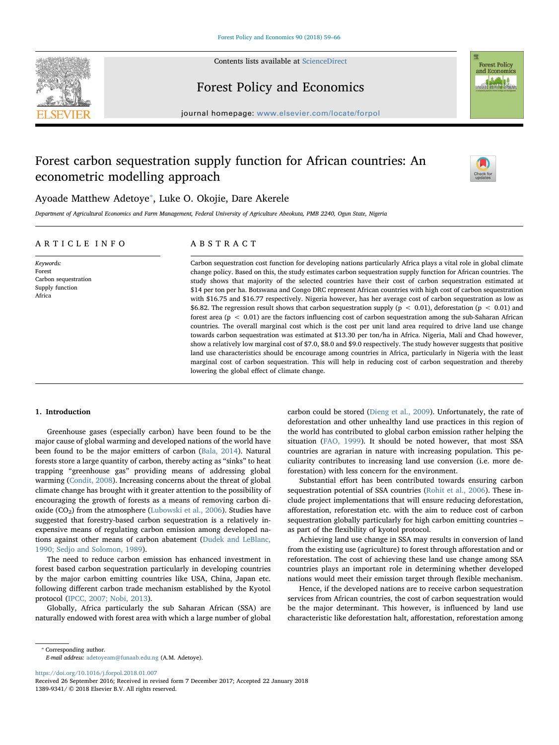# Forest carbon sequestration supply function for African countries: An econometric modelling approach

Ayoade Matthew Adetoye*, Luke O. Okojie, Dare Akerele

*Department of Agricultural Economics and Farm Management, Federal University of Agriculture Abeokuta, PMB 2240, Ogun State, Nigeria*

## ARTICLE INFO

*Keywords:*
Forest
Carbon sequestration
Supply function
Africa

## ABSTRACT

Carbon sequestration cost function for developing nations particularly Africa plays a vital role in global climate change policy. Based on this, the study estimates carbon sequestration supply function for African countries. The study shows that majority of the selected countries have their cost of carbon sequestration estimated at \$14 per ton per ha. Botswana and Congo DRC represent African countries with high cost of carbon sequestration with \$16.75 and \$16.77 respectively. Nigeria however, has her average cost of carbon sequestration as low as \$6.82. The regression result shows that carbon sequestration supply ($p < 0.01$), deforestation ($p < 0.01$) and forest area ($p < 0.01$) are the factors influencing cost of carbon sequestration among the sub-Saharan African countries. The overall marginal cost which is the cost per unit land area required to drive land use change towards carbon sequestration was estimated at \$13.30 per ton/ha in Africa. Nigeria, Mali and Chad however, show a relatively low marginal cost of \$7.0, \$8.0 and \$9.0 respectively. The study however suggests that positive land use characteristics should be encourage among countries in Africa, particularly in Nigeria with the least marginal cost of carbon sequestration. This will help in reducing cost of carbon sequestration and thereby lowering the global effect of climate change.

## 1. Introduction

Greenhouse gases (especially carbon) have been found to be the major cause of global warming and developed nations of the world have been found to be the major emitters of carbon (Bala, 2014). Natural forests store a large quantity of carbon, thereby acting as "sinks" to heat trapping "greenhouse gas" providing means of addressing global warming (Condit, 2008). Increasing concerns about the threat of global climate change has brought with it greater attention to the possibility of encouraging the growth of forests as a means of removing carbon dioxide ($CO_2$) from the atmosphere (Lubowski et al., 2006). Studies have suggested that forestry-based carbon sequestration is a relatively inexpensive means of regulating carbon emission among developed nations against other means of carbon abatement (Dudek and LeBlanc, 1990; Sedjo and Solomon, 1989).

The need to reduce carbon emission has enhanced investment in forest based carbon sequestration particularly in developing countries by the major carbon emitting countries like USA, China, Japan etc. following different carbon trade mechanism established by the Kyotol protocol (IPCC, 2007; Nobi, 2013).

Globally, Africa particularly the sub Saharan African (SSA) are naturally endowed with forest area with which a large number of global carbon could be stored (Dieng et al., 2009). Unfortunately, the rate of deforestation and other unhealthy land use practices in this region of the world has contributed to global carbon emission rather helping the situation (FAO, 1999). It should be noted however, that most SSA countries are agrarian in nature with increasing population. This peculiarity contributes to increasing land use conversion (i.e. more deforestation) with less concern for the environment.

Substantial effort has been contributed towards ensuring carbon sequestration potential of SSA countries (Rohit et al., 2006). These include project implementations that will ensure reducing deforestation, afforestation, reforestation etc. with the aim to reduce cost of carbon sequestration globally particularly for high carbon emitting countries – as part of the flexibility of kyotol protocol.

Achieving land use change in SSA may results in conversion of land from the existing use (agriculture) to forest through afforestation and or reforestation. The cost of achieving these land use change among SSA countries plays an important role in determining whether developed nations would meet their emission target through flexible mechanism.

Hence, if the developed nations are to receive carbon sequestration services from African countries, the cost of carbon sequestration would be the major determinant. This however, is influenced by land use characteristic like deforestation halt, afforestation, reforestation among

* Corresponding author.
*E-mail address:* adetoyeam@funaab.edu.ng (A.M. Adetoye).

https://doi.org/10.1016/j.forpol.2018.01.007
Received 26 September 2016; Received in revised form 7 December 2017; Accepted 22 January 2018
1389-9341/ © 2018 Elsevier B.V. All rights reserved.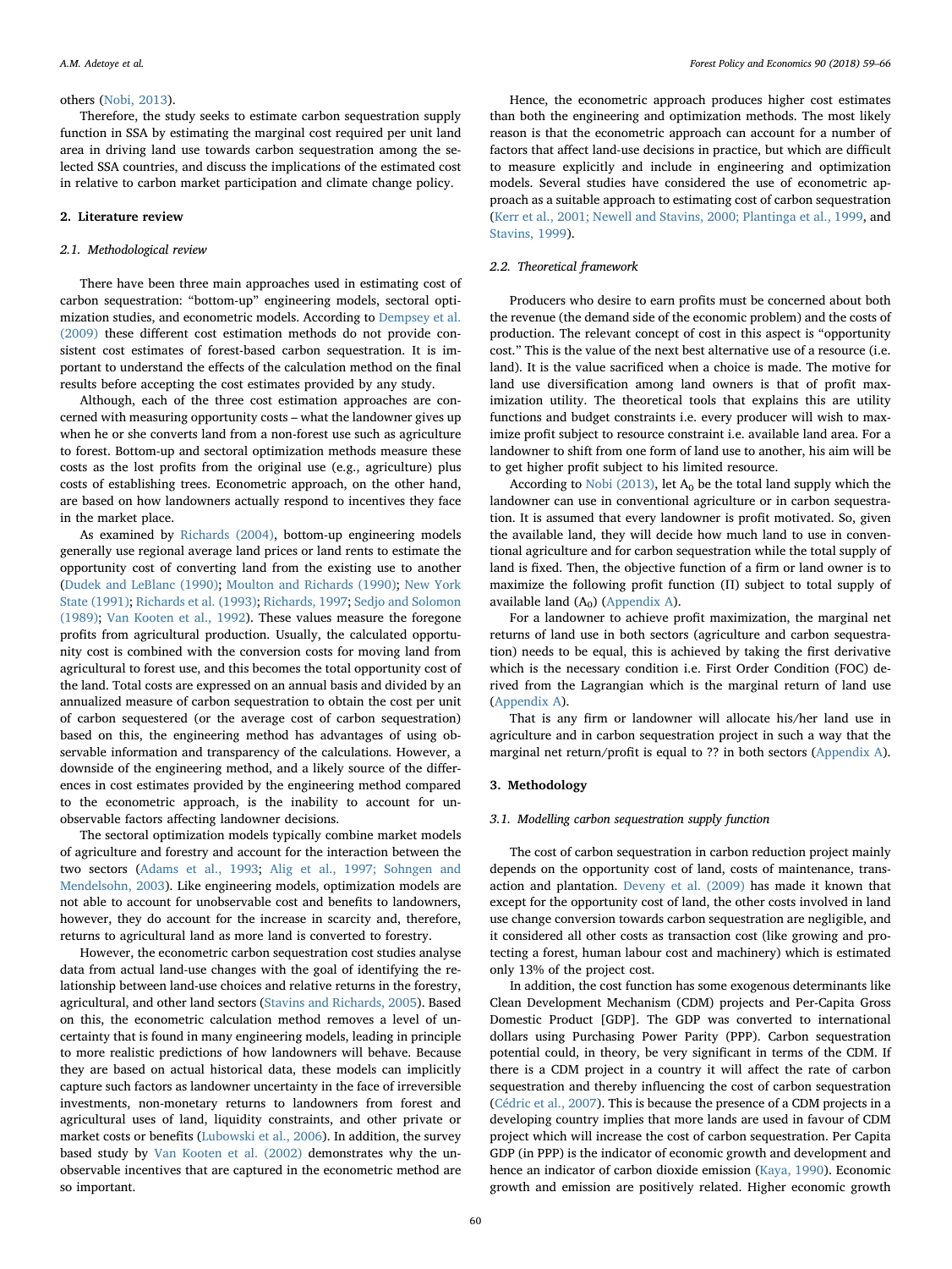others (Nobi, 2013).

Therefore, the study seeks to estimate carbon sequestration supply function in SSA by estimating the marginal cost required per unit land area in driving land use towards carbon sequestration among the selected SSA countries, and discuss the implications of the estimated cost in relative to carbon market participation and climate change policy.

## 2. Literature review

### 2.1. Methodological review

There have been three main approaches used in estimating cost of carbon sequestration: "bottom-up" engineering models, sectoral optimization studies, and econometric models. According to Dempsey et al. (2009) these different cost estimation methods do not provide consistent cost estimates of forest-based carbon sequestration. It is important to understand the effects of the calculation method on the final results before accepting the cost estimates provided by any study.

Although, each of the three cost estimation approaches are concerned with measuring opportunity costs – what the landowner gives up when he or she converts land from a non-forest use such as agriculture to forest. Bottom-up and sectoral optimization methods measure these costs as the lost profits from the original use (e.g., agriculture) plus costs of establishing trees. Econometric approach, on the other hand, are based on how landowners actually respond to incentives they face in the market place.

As examined by Richards (2004), bottom-up engineering models generally use regional average land prices or land rents to estimate the opportunity cost of converting land from the existing use to another (Dudek and LeBlanc (1990); Moulton and Richards (1990); New York State (1991); Richards et al. (1993); Richards, 1997; Sedjo and Solomon (1989); Van Kooten et al., 1992). These values measure the foregone profits from agricultural production. Usually, the calculated opportunity cost is combined with the conversion costs for moving land from agricultural to forest use, and this becomes the total opportunity cost of the land. Total costs are expressed on an annual basis and divided by an annualized measure of carbon sequestration to obtain the cost per unit of carbon sequestered (or the average cost of carbon sequestration) based on this, the engineering method has advantages of using observable information and transparency of the calculations. However, a downside of the engineering method, and a likely source of the differences in cost estimates provided by the engineering method compared to the econometric approach, is the inability to account for unobservable factors affecting landowner decisions.

The sectoral optimization models typically combine market models of agriculture and forestry and account for the interaction between the two sectors (Adams et al., 1993; Alig et al., 1997; Sohngen and Mendelsohn, 2003). Like engineering models, optimization models are not able to account for unobservable cost and benefits to landowners, however, they do account for the increase in scarcity and, therefore, returns to agricultural land as more land is converted to forestry.

However, the econometric carbon sequestration cost studies analyse data from actual land-use changes with the goal of identifying the relationship between land-use choices and relative returns in the forestry, agricultural, and other land sectors (Stavins and Richards, 2005). Based on this, the econometric calculation method removes a level of uncertainty that is found in many engineering models, leading in principle to more realistic predictions of how landowners will behave. Because they are based on actual historical data, these models can implicitly capture such factors as landowner uncertainty in the face of irreversible investments, non-monetary returns to landowners from forest and agricultural uses of land, liquidity constraints, and other private or market costs or benefits (Lubowski et al., 2006). In addition, the survey based study by Van Kooten et al. (2002) demonstrates why the unobservable incentives that are captured in the econometric method are so important.

Hence, the econometric approach produces higher cost estimates than both the engineering and optimization methods. The most likely reason is that the econometric approach can account for a number of factors that affect land-use decisions in practice, but which are difficult to measure explicitly and include in engineering and optimization models. Several studies have considered the use of econometric approach as a suitable approach to estimating cost of carbon sequestration (Kerr et al., 2001; Newell and Stavins, 2000; Plantinga et al., 1999, and Stavins, 1999).

### 2.2. Theoretical framework

Producers who desire to earn profits must be concerned about both the revenue (the demand side of the economic problem) and the costs of production. The relevant concept of cost in this aspect is "opportunity cost." This is the value of the next best alternative use of a resource (i.e. land). It is the value sacrificed when a choice is made. The motive for land use diversification among land owners is that of profit maximization utility. The theoretical tools that explains this are utility functions and budget constraints i.e. every producer will wish to maximize profit subject to resource constraint i.e. available land area. For a landowner to shift from one form of land use to another, his aim will be to get higher profit subject to his limited resource.

According to Nobi (2013), let $A_0$ be the total land supply which the landowner can use in conventional agriculture or in carbon sequestration. It is assumed that every landowner is profit motivated. So, given the available land, they will decide how much land to use in conventional agriculture and for carbon sequestration while the total supply of land is fixed. Then, the objective function of a firm or land owner is to maximize the following profit function (Π) subject to total supply of available land ($A_0$) (Appendix A).

For a landowner to achieve profit maximization, the marginal net returns of land use in both sectors (agriculture and carbon sequestration) needs to be equal, this is achieved by taking the first derivative which is the necessary condition i.e. First Order Condition (FOC) derived from the Lagrangian which is the marginal return of land use (Appendix A).

That is any firm or landowner will allocate his/her land use in agriculture and in carbon sequestration project in such a way that the marginal net return/profit is equal to ?? in both sectors (Appendix A).

## 3. Methodology

### 3.1. Modelling carbon sequestration supply function

The cost of carbon sequestration in carbon reduction project mainly depends on the opportunity cost of land, costs of maintenance, transaction and plantation. Deveny et al. (2009) has made it known that except for the opportunity cost of land, the other costs involved in land use change conversion towards carbon sequestration are negligible, and it considered all other costs as transaction cost (like growing and protecting a forest, human labour cost and machinery) which is estimated only 13% of the project cost.

In addition, the cost function has some exogenous determinants like Clean Development Mechanism (CDM) projects and Per-Capita Gross Domestic Product [GDP]. The GDP was converted to international dollars using Purchasing Power Parity (PPP). Carbon sequestration potential could, in theory, be very significant in terms of the CDM. If there is a CDM project in a country it will affect the rate of carbon sequestration and thereby influencing the cost of carbon sequestration (Cédric et al., 2007). This is because the presence of a CDM projects in a developing country implies that more lands are used in favour of CDM project which will increase the cost of carbon sequestration. Per Capita GDP (in PPP) is the indicator of economic growth and development and hence an indicator of carbon dioxide emission (Kaya, 1990). Economic growth and emission are positively related. Higher economic growth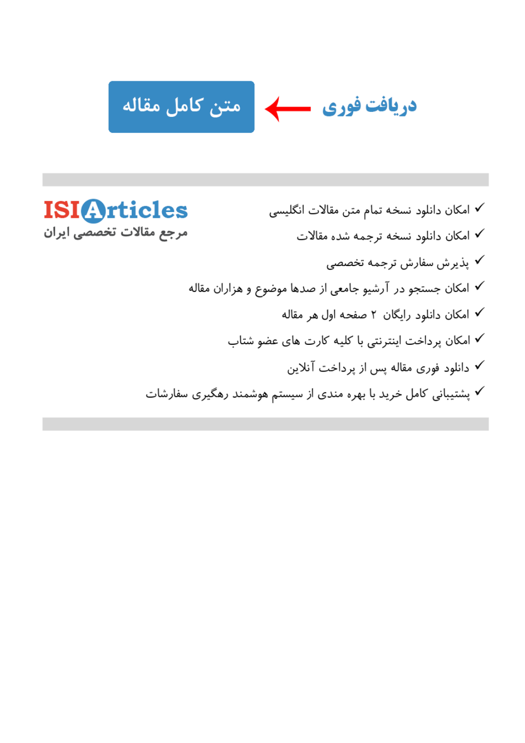دریافت فوری ← **متن کامل مقاله**

**ISIArticles**
مرجع مقالات تخصصی ایران

- ✓ امکان دانلود نسخه تمام متن مقالات انگلیسی
- ✓ امکان دانلود نسخه ترجمه شده مقالات
- ✓ پذیرش سفارش ترجمه تخصصی
- ✓ امکان جستجو در آرشیو جامعی از صدها موضوع و هزاران مقاله
- ✓ امکان دانلود رایگان ۲ صفحه اول هر مقاله
- ✓ امکان پرداخت اینترنتی با کلیه کارت های عضو شتاب
- ✓ دانلود فوری مقاله پس از پرداخت آنلاین
- ✓ پشتیبانی کامل خرید با بهره مندی از سیستم هوشمند رهگیری سفارشات